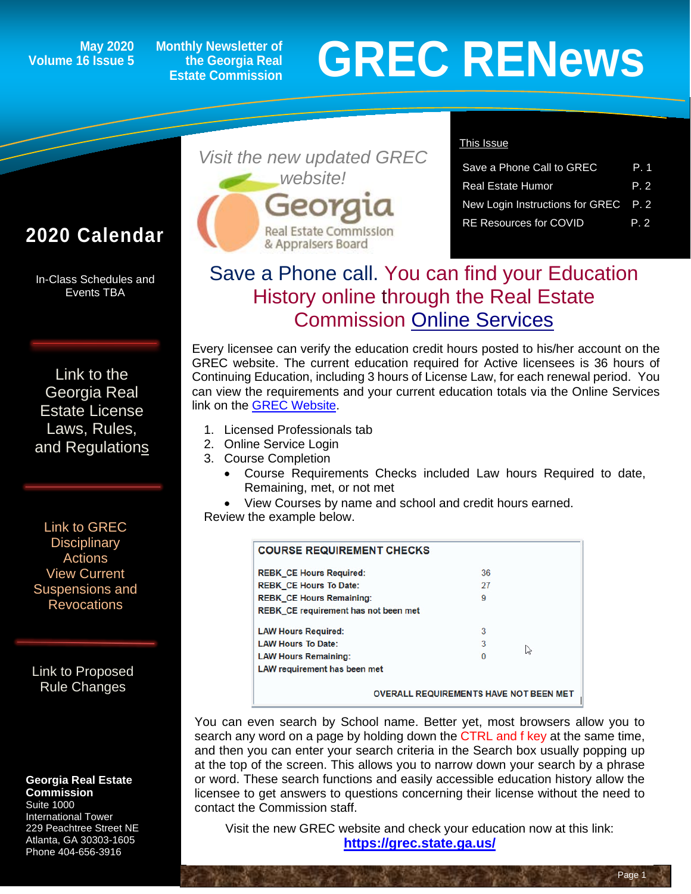May 2020
Volume 16 Issue 5

Monthly Newsletter of the Georgia Real Estate Commission

# GREC RENews

## 2020 Calendar

In-Class Schedules and Events TBA

Link to the Georgia Real Estate License Laws, Rules, and Regulations

Link to GREC Disciplinary Actions
View Current Suspensions and Revocations

Link to Proposed Rule Changes

**Georgia Real Estate Commission**
Suite 1000
International Tower
229 Peachtree Street NE
Atlanta, GA 30303-1605
Phone 404-656-3916

*Visit the new updated GREC website!*

Georgia Real Estate Commission & Appraisers Board

**This Issue**

| | |
|---|---|
| Save a Phone Call to GREC | P. 1 |
| Real Estate Humor | P. 2 |
| New Login Instructions for GREC | P. 2 |
| RE Resources for COVID | P. 2 |

## Save a Phone call. You can find your Education History online through the Real Estate Commission Online Services

Every licensee can verify the education credit hours posted to his/her account on the GREC website. The current education required for Active licensees is 36 hours of Continuing Education, including 3 hours of License Law, for each renewal period. You can view the requirements and your current education totals via the Online Services link on the GREC Website.

1. Licensed Professionals tab
2. Online Service Login
3. Course Completion
   - Course Requirements Checks included Law hours Required to date, Remaining, met, or not met
   - View Courses by name and school and credit hours earned.

Review the example below.

**COURSE REQUIREMENT CHECKS**

| | |
|---|---|
| REBK_CE Hours Required: | 36 |
| REBK_CE Hours To Date: | 27 |
| REBK_CE Hours Remaining: | 9 |
| REBK_CE requirement has not been met | |
| LAW Hours Required: | 3 |
| LAW Hours To Date: | 3 |
| LAW Hours Remaining: | 0 |
| LAW requirement has been met | |

OVERALL REQUIREMENTS HAVE NOT BEEN MET

You can even search by School name. Better yet, most browsers allow you to search any word on a page by holding down the CTRL and f key at the same time, and then you can enter your search criteria in the Search box usually popping up at the top of the screen. This allows you to narrow down your search by a phrase or word. These search functions and easily accessible education history allow the licensee to get answers to questions concerning their license without the need to contact the Commission staff.

Visit the new GREC website and check your education now at this link:
**https://grec.state.ga.us/**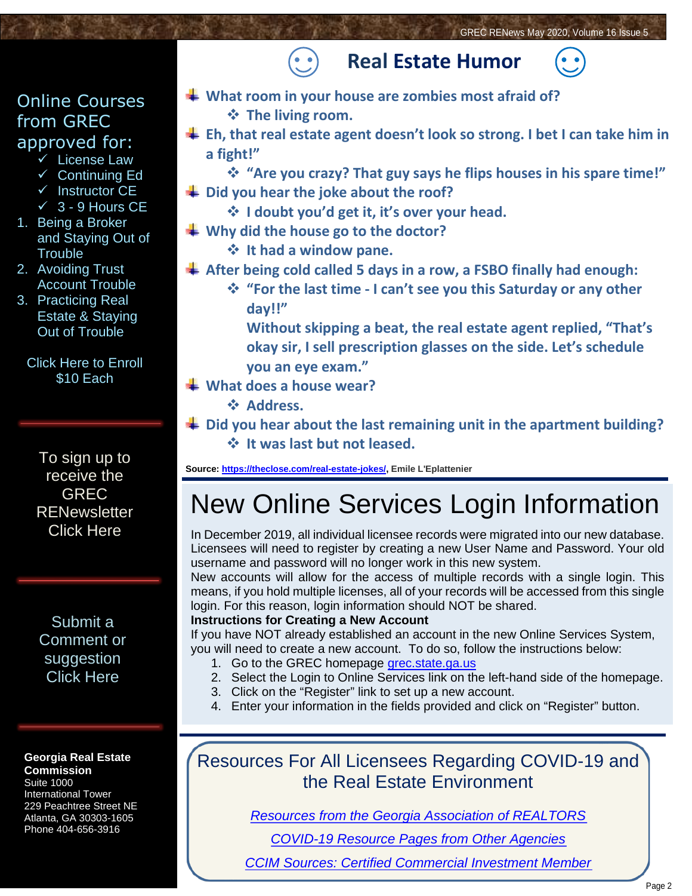## Online Courses from GREC approved for:

- ✓ License Law
- ✓ Continuing Ed
- ✓ Instructor CE
- ✓ 3 - 9 Hours CE

1. Being a Broker and Staying Out of Trouble
2. Avoiding Trust Account Trouble
3. Practicing Real Estate & Staying Out of Trouble

Click Here to Enroll
$10 Each

To sign up to receive the GREC RENewsletter Click Here

Submit a Comment or suggestion Click Here

**Georgia Real Estate Commission**
Suite 1000
International Tower
229 Peachtree Street NE
Atlanta, GA 30303-1605
Phone 404-656-3916

# Real Estate Humor

- **What room in your house are zombies most afraid of?**
  - **The living room.**
- **Eh, that real estate agent doesn't look so strong. I bet I can take him in a fight!"**
  - **"Are you crazy? That guy says he flips houses in his spare time!"**
- **Did you hear the joke about the roof?**
  - **I doubt you'd get it, it's over your head.**
- **Why did the house go to the doctor?**
  - **It had a window pane.**
- **After being cold called 5 days in a row, a FSBO finally had enough:**
  - **"For the last time - I can't see you this Saturday or any other day!!"**
    **Without skipping a beat, the real estate agent replied, "That's okay sir, I sell prescription glasses on the side. Let's schedule you an eye exam."**
- **What does a house wear?**
  - **Address.**
- **Did you hear about the last remaining unit in the apartment building?**
  - **It was last but not leased.**

**Source: https://theclose.com/real-estate-jokes/, Emile L'Eplattenier**

# New Online Services Login Information

In December 2019, all individual licensee records were migrated into our new database. Licensees will need to register by creating a new User Name and Password. Your old username and password will no longer work in this new system.

New accounts will allow for the access of multiple records with a single login. This means, if you hold multiple licenses, all of your records will be accessed from this single login. For this reason, login information should NOT be shared.

**Instructions for Creating a New Account**

If you have NOT already established an account in the new Online Services System, you will need to create a new account. To do so, follow the instructions below:

1. Go to the GREC homepage grec.state.ga.us
2. Select the Login to Online Services link on the left-hand side of the homepage.
3. Click on the "Register" link to set up a new account.
4. Enter your information in the fields provided and click on "Register" button.

## Resources For All Licensees Regarding COVID-19 and the Real Estate Environment

*Resources from the Georgia Association of REALTORS*

*COVID-19 Resource Pages from Other Agencies*

*CCIM Sources: Certified Commercial Investment Member*